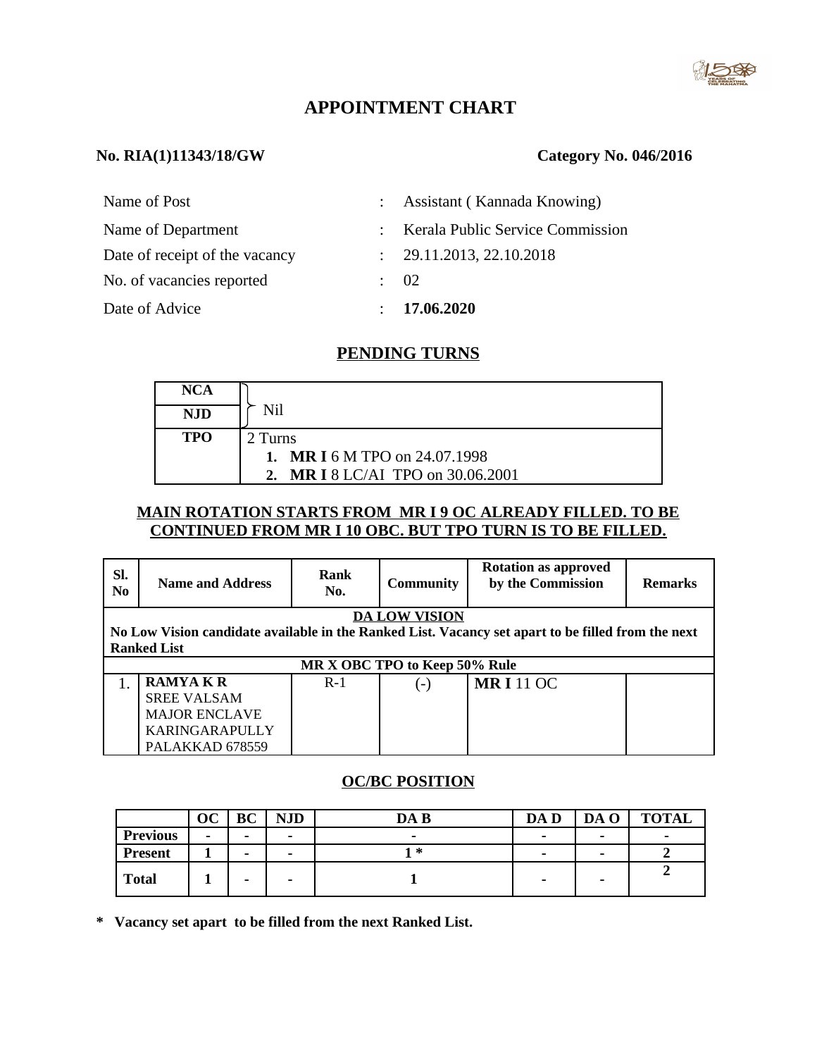# APPOINTMENT CHART

**No. RIA(1)11343/18/GW** **Category No. 046/2016**

| | | |
|---|---|---|
| Name of Post | : | Assistant ( Kannada Knowing) |
| Name of Department | : | Kerala Public Service Commission |
| Date of receipt of the vacancy | : | 29.11.2013, 22.10.2018 |
| No. of vacancies reported | : | 02 |
| Date of Advice | : | **17.06.2020** |

## PENDING TURNS

| | |
|---|---|
| **NCA** | Nil |
| **NJD** | |
| **TPO** | 2 Turns<br>1. **MR I** 6 M TPO on 24.07.1998<br>2. **MR I** 8 LC/AI TPO on 30.06.2001 |

**MAIN ROTATION STARTS FROM MR I 9 OC ALREADY FILLED. TO BE CONTINUED FROM MR I 10 OBC. BUT TPO TURN IS TO BE FILLED.**

| Sl. No | Name and Address | Rank No. | Community | Rotation as approved by the Commission | Remarks |
|---|---|---|---|---|---|
| **DA LOW VISION**<br>**No Low Vision candidate available in the Ranked List. Vacancy set apart to be filled from the next Ranked List** | | | | | |
| **MR X OBC TPO to Keep 50% Rule** | | | | | |
| 1. | **RAMYA K R**<br>SREE VALSAM<br>MAJOR ENCLAVE<br>KARINGARAPULLY<br>PALAKKAD 678559 | R-1 | (-) | **MR I** 11 OC | |

## OC/BC POSITION

| | OC | BC | NJD | DA B | DA D | DA O | TOTAL |
|---|---|---|---|---|---|---|---|
| **Previous** | - | - | - | - | - | - | - |
| **Present** | 1 | - | - | 1 * | - | - | 2 |
| **Total** | 1 | - | - | 1 | - | - | 2 |

**\* Vacancy set apart to be filled from the next Ranked List.**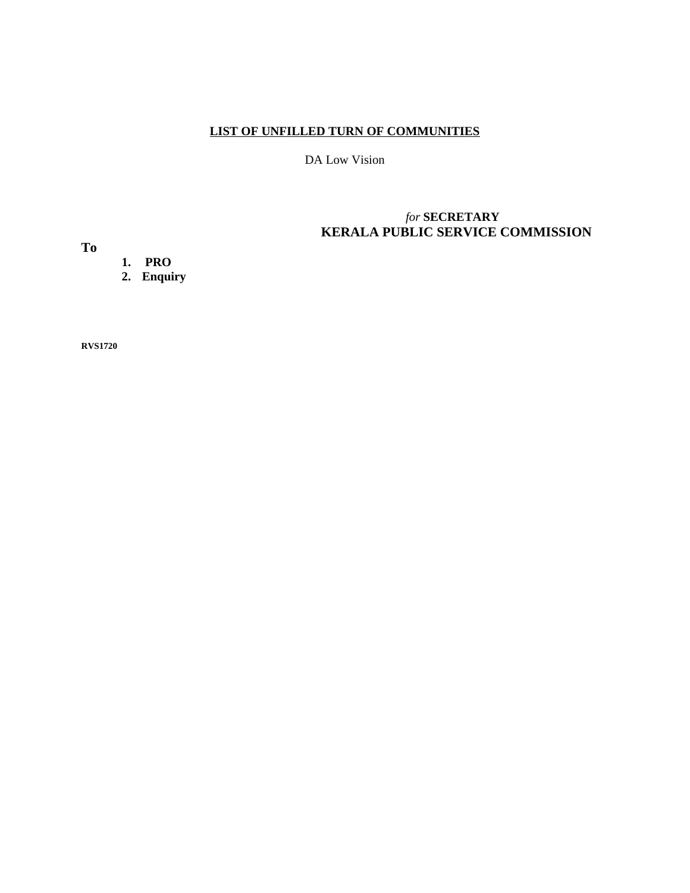**<u>LIST OF UNFILLED TURN OF COMMUNITIES</u>**

DA Low Vision

*for* **SECRETARY**
**KERALA PUBLIC SERVICE COMMISSION**

**To**

1. **PRO**
2. **Enquiry**

**RVS1720**